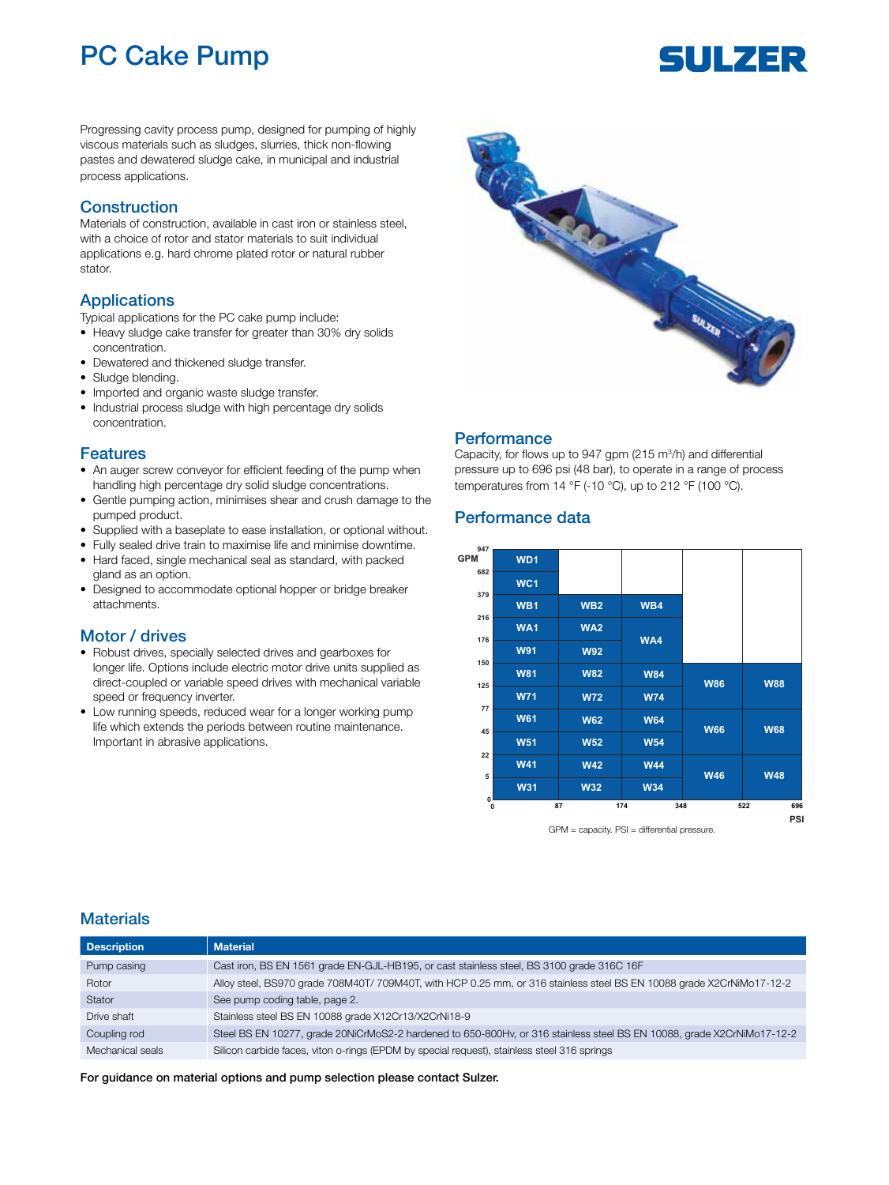# PC Cake Pump

SULZER

Progressing cavity process pump, designed for pumping of highly viscous materials such as sludges, slurries, thick non-flowing pastes and dewatered sludge cake, in municipal and industrial process applications.

## Construction

Materials of construction, available in cast iron or stainless steel, with a choice of rotor and stator materials to suit individual applications e.g. hard chrome plated rotor or natural rubber stator.

## Applications

Typical applications for the PC cake pump include:

- Heavy sludge cake transfer for greater than 30% dry solids concentration.
- Dewatered and thickened sludge transfer.
- Sludge blending.
- Imported and organic waste sludge transfer.
- Industrial process sludge with high percentage dry solids concentration.

## Features

- An auger screw conveyor for efficient feeding of the pump when handling high percentage dry solid sludge concentrations.
- Gentle pumping action, minimises shear and crush damage to the pumped product.
- Supplied with a baseplate to ease installation, or optional without.
- Fully sealed drive train to maximise life and minimise downtime.
- Hard faced, single mechanical seal as standard, with packed gland as an option.
- Designed to accommodate optional hopper or bridge breaker attachments.

## Motor / drives

- Robust drives, specially selected drives and gearboxes for longer life. Options include electric motor drive units supplied as direct-coupled or variable speed drives with mechanical variable speed or frequency inverter.
- Low running speeds, reduced wear for a longer working pump life which extends the periods between routine maintenance. Important in abrasive applications.

## Performance

Capacity, for flows up to 947 gpm (215 m³/h) and differential pressure up to 696 psi (48 bar), to operate in a range of process temperatures from 14 °F (-10 °C), up to 212 °F (100 °C).

## Performance data

| GPM \ PSI | 0–87 | 87–174 | 174–348 | 348–522 | 522–696 |
|---|---|---|---|---|---|
| 682–947 | WD1 | | | | |
| 379–682 | WC1 | | | | |
| 216–379 | WB1 | WB2 | WB4 | | |
| 176–216 | WA1 | WA2 | WA4 | | |
| 150–176 | W91 | W92 | WA4 | | |
| 125–150 | W81 | W82 | W84 | W86 | W88 |
| 77–125 | W71 | W72 | W74 | W86 | W88 |
| 45–77 | W61 | W62 | W64 | W66 | W68 |
| 22–45 | W51 | W52 | W54 | W66 | W68 |
| 5–22 | W41 | W42 | W44 | W46 | W48 |
| 0–5 | W31 | W32 | W34 | W46 | W48 |

GPM = capacity. PSI = differential pressure.

## Materials

| Description | Material |
|---|---|
| Pump casing | Cast iron, BS EN 1561 grade EN-GJL-HB195, or cast stainless steel, BS 3100 grade 316C 16F |
| Rotor | Alloy steel, BS970 grade 708M40T/ 709M40T, with HCP 0.25 mm, or 316 stainless steel BS EN 10088 grade X2CrNiMo17-12-2 |
| Stator | See pump coding table, page 2. |
| Drive shaft | Stainless steel BS EN 10088 grade X12Cr13/X2CrNi18-9 |
| Coupling rod | Steel BS EN 10277, grade 20NiCrMoS2-2 hardened to 650-800Hv, or 316 stainless steel BS EN 10088, grade X2CrNiMo17-12-2 |
| Mechanical seals | Silicon carbide faces, viton o-rings (EPDM by special request), stainless steel 316 springs |

**For guidance on material options and pump selection please contact Sulzer.**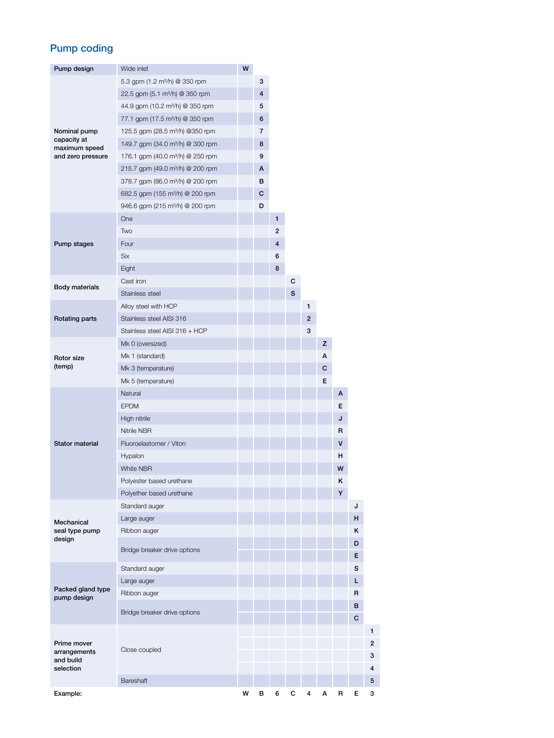## Pump coding

| Category | Option | | | | | | | | | |
|---|---|---|---|---|---|---|---|---|---|---|
| Pump design | Wide inlet | W | | | | | | | | |
| Nominal pump capacity at maximum speed and zero pressure | 5.3 gpm (1.2 m³/h) @ 350 rpm | | 3 | | | | | | | |
| | 22.5 gpm (5.1 m³/h) @ 350 rpm | | 4 | | | | | | | |
| | 44.9 gpm (10.2 m³/h) @ 350 rpm | | 5 | | | | | | | |
| | 77.1 gpm (17.5 m³/h) @ 350 rpm | | 6 | | | | | | | |
| | 125.5 gpm (28.5 m³/h) @350 rpm | | 7 | | | | | | | |
| | 149.7 gpm (34.0 m³/h) @ 300 rpm | | 8 | | | | | | | |
| | 176.1 gpm (40.0 m³/h) @ 250 rpm | | 9 | | | | | | | |
| | 215.7 gpm (49.0 m³/h) @ 200 rpm | | A | | | | | | | |
| | 378.7 gpm (86.0 m³/h) @ 200 rpm | | B | | | | | | | |
| | 682.5 gpm (155 m³/h) @ 200 rpm | | C | | | | | | | |
| | 946.6 gpm (215 m³/h) @ 200 rpm | | D | | | | | | | |
| Pump stages | One | | | 1 | | | | | | |
| | Two | | | 2 | | | | | | |
| | Four | | | 4 | | | | | | |
| | Six | | | 6 | | | | | | |
| | Eight | | | 8 | | | | | | |
| Body materials | Cast iron | | | | C | | | | | |
| | Stainless steel | | | | S | | | | | |
| Rotating parts | Alloy steel with HCP | | | | | 1 | | | | |
| | Stainless steel AISI 316 | | | | | 2 | | | | |
| | Stainless steel AISI 316 + HCP | | | | | 3 | | | | |
| Rotor size (temp) | Mk 0 (oversized) | | | | | | Z | | | |
| | Mk 1 (standard) | | | | | | A | | | |
| | Mk 3 (temperature) | | | | | | C | | | |
| | Mk 5 (temperature) | | | | | | E | | | |
| Stator material | Natural | | | | | | | A | | |
| | EPDM | | | | | | | E | | |
| | High nitrile | | | | | | | J | | |
| | Nitrile NBR | | | | | | | R | | |
| | Fluoroelastomer / Viton | | | | | | | V | | |
| | Hypalon | | | | | | | H | | |
| | White NBR | | | | | | | W | | |
| | Polyester based urethane | | | | | | | K | | |
| | Polyether based urethane | | | | | | | Y | | |
| Mechanical seal type pump design | Standard auger | | | | | | | | J | |
| | Large auger | | | | | | | | H | |
| | Ribbon auger | | | | | | | | K | |
| | Bridge breaker drive options | | | | | | | | D | |
| | | | | | | | | | E | |
| Packed gland type pump design | Standard auger | | | | | | | | S | |
| | Large auger | | | | | | | | L | |
| | Ribbon auger | | | | | | | | R | |
| | Bridge breaker drive options | | | | | | | | B | |
| | | | | | | | | | C | |
| Prime mover arrangements and build selection | Close coupled | | | | | | | | | 1 |
| | | | | | | | | | | 2 |
| | | | | | | | | | | 3 |
| | | | | | | | | | | 4 |
| | Bareshaft | | | | | | | | | 5 |
| **Example:** | | W | B | 6 | C | 4 | A | R | E | 3 |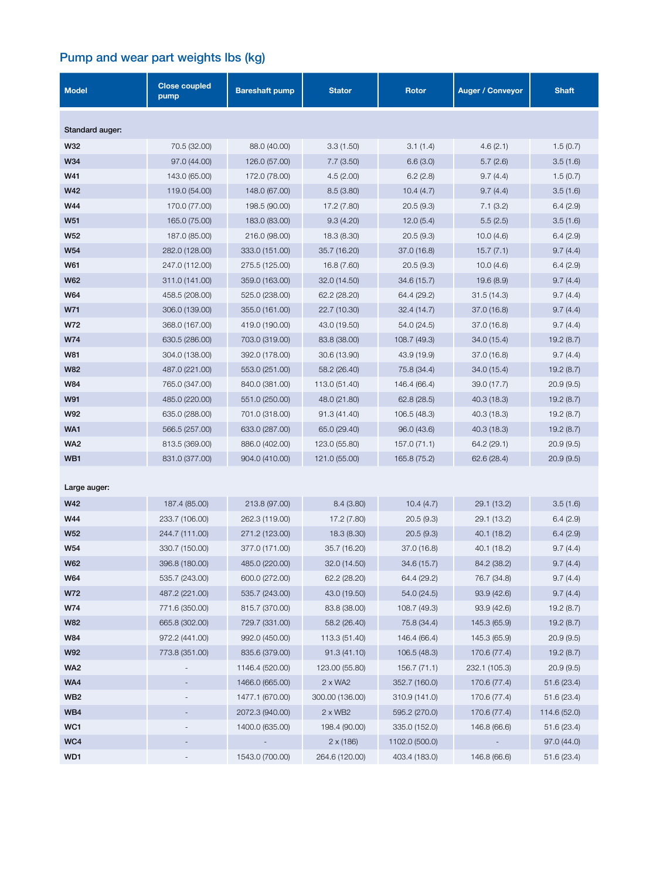## Pump and wear part weights lbs (kg)

| Model | Close coupled pump | Bareshaft pump | Stator | Rotor | Auger / Conveyor | Shaft |
|---|---|---|---|---|---|---|
| **Standard auger:** | | | | | | |
| **W32** | 70.5 (32.00) | 88.0 (40.00) | 3.3 (1.50) | 3.1 (1.4) | 4.6 (2.1) | 1.5 (0.7) |
| **W34** | 97.0 (44.00) | 126.0 (57.00) | 7.7 (3.50) | 6.6 (3.0) | 5.7 (2.6) | 3.5 (1.6) |
| **W41** | 143.0 (65.00) | 172.0 (78.00) | 4.5 (2.00) | 6.2 (2.8) | 9.7 (4.4) | 1.5 (0.7) |
| **W42** | 119.0 (54.00) | 148.0 (67.00) | 8.5 (3.80) | 10.4 (4.7) | 9.7 (4.4) | 3.5 (1.6) |
| **W44** | 170.0 (77.00) | 198.5 (90.00) | 17.2 (7.80) | 20.5 (9.3) | 7.1 (3.2) | 6.4 (2.9) |
| **W51** | 165.0 (75.00) | 183.0 (83.00) | 9.3 (4.20) | 12.0 (5.4) | 5.5 (2.5) | 3.5 (1.6) |
| **W52** | 187.0 (85.00) | 216.0 (98.00) | 18.3 (8.30) | 20.5 (9.3) | 10.0 (4.6) | 6.4 (2.9) |
| **W54** | 282.0 (128.00) | 333.0 (151.00) | 35.7 (16.20) | 37.0 (16.8) | 15.7 (7.1) | 9.7 (4.4) |
| **W61** | 247.0 (112.00) | 275.5 (125.00) | 16.8 (7.60) | 20.5 (9.3) | 10.0 (4.6) | 6.4 (2.9) |
| **W62** | 311.0 (141.00) | 359.0 (163.00) | 32.0 (14.50) | 34.6 (15.7) | 19.6 (8.9) | 9.7 (4.4) |
| **W64** | 458.5 (208.00) | 525.0 (238.00) | 62.2 (28.20) | 64.4 (29.2) | 31.5 (14.3) | 9.7 (4.4) |
| **W71** | 306.0 (139.00) | 355.0 (161.00) | 22.7 (10.30) | 32.4 (14.7) | 37.0 (16.8) | 9.7 (4.4) |
| **W72** | 368.0 (167.00) | 419.0 (190.00) | 43.0 (19.50) | 54.0 (24.5) | 37.0 (16.8) | 9.7 (4.4) |
| **W74** | 630.5 (286.00) | 703.0 (319.00) | 83.8 (38.00) | 108.7 (49.3) | 34.0 (15.4) | 19.2 (8.7) |
| **W81** | 304.0 (138.00) | 392.0 (178.00) | 30.6 (13.90) | 43.9 (19.9) | 37.0 (16.8) | 9.7 (4.4) |
| **W82** | 487.0 (221.00) | 553.0 (251.00) | 58.2 (26.40) | 75.8 (34.4) | 34.0 (15.4) | 19.2 (8.7) |
| **W84** | 765.0 (347.00) | 840.0 (381.00) | 113.0 (51.40) | 146.4 (66.4) | 39.0 (17.7) | 20.9 (9.5) |
| **W91** | 485.0 (220.00) | 551.0 (250.00) | 48.0 (21.80) | 62.8 (28.5) | 40.3 (18.3) | 19.2 (8.7) |
| **W92** | 635.0 (288.00) | 701.0 (318.00) | 91.3 (41.40) | 106.5 (48.3) | 40.3 (18.3) | 19.2 (8.7) |
| **WA1** | 566.5 (257.00) | 633.0 (287.00) | 65.0 (29.40) | 96.0 (43.6) | 40.3 (18.3) | 19.2 (8.7) |
| **WA2** | 813.5 (369.00) | 886.0 (402.00) | 123.0 (55.80) | 157.0 (71.1) | 64.2 (29.1) | 20.9 (9.5) |
| **WB1** | 831.0 (377.00) | 904.0 (410.00) | 121.0 (55.00) | 165.8 (75.2) | 62.6 (28.4) | 20.9 (9.5) |
| **Large auger:** | | | | | | |
| **W42** | 187.4 (85.00) | 213.8 (97.00) | 8.4 (3.80) | 10.4 (4.7) | 29.1 (13.2) | 3.5 (1.6) |
| **W44** | 233.7 (106.00) | 262.3 (119.00) | 17.2 (7.80) | 20.5 (9.3) | 29.1 (13.2) | 6.4 (2.9) |
| **W52** | 244.7 (111.00) | 271.2 (123.00) | 18.3 (8.30) | 20.5 (9.3) | 40.1 (18.2) | 6.4 (2.9) |
| **W54** | 330.7 (150.00) | 377.0 (171.00) | 35.7 (16.20) | 37.0 (16.8) | 40.1 (18.2) | 9.7 (4.4) |
| **W62** | 396.8 (180.00) | 485.0 (220.00) | 32.0 (14.50) | 34.6 (15.7) | 84.2 (38.2) | 9.7 (4.4) |
| **W64** | 535.7 (243.00) | 600.0 (272.00) | 62.2 (28.20) | 64.4 (29.2) | 76.7 (34.8) | 9.7 (4.4) |
| **W72** | 487.2 (221.00) | 535.7 (243.00) | 43.0 (19.50) | 54.0 (24.5) | 93.9 (42.6) | 9.7 (4.4) |
| **W74** | 771.6 (350.00) | 815.7 (370.00) | 83.8 (38.00) | 108.7 (49.3) | 93.9 (42.6) | 19.2 (8.7) |
| **W82** | 665.8 (302.00) | 729.7 (331.00) | 58.2 (26.40) | 75.8 (34.4) | 145.3 (65.9) | 19.2 (8.7) |
| **W84** | 972.2 (441.00) | 992.0 (450.00) | 113.3 (51.40) | 146.4 (66.4) | 145.3 (65.9) | 20.9 (9.5) |
| **W92** | 773.8 (351.00) | 835.6 (379.00) | 91.3 (41.10) | 106.5 (48.3) | 170.6 (77.4) | 19.2 (8.7) |
| **WA2** | - | 1146.4 (520.00) | 123.00 (55.80) | 156.7 (71.1) | 232.1 (105.3) | 20.9 (9.5) |
| **WA4** | - | 1466.0 (665.00) | 2 x WA2 | 352.7 (160.0) | 170.6 (77.4) | 51.6 (23.4) |
| **WB2** | - | 1477.1 (670.00) | 300.00 (136.00) | 310.9 (141.0) | 170.6 (77.4) | 51.6 (23.4) |
| **WB4** | - | 2072.3 (940.00) | 2 x WB2 | 595.2 (270.0) | 170.6 (77.4) | 114.6 (52.0) |
| **WC1** | - | 1400.0 (635.00) | 198.4 (90.00) | 335.0 (152.0) | 146.8 (66.6) | 51.6 (23.4) |
| **WC4** | - | - | 2 x (186) | 1102.0 (500.0) | - | 97.0 (44.0) |
| **WD1** | - | 1543.0 (700.00) | 264.6 (120.00) | 403.4 (183.0) | 146.8 (66.6) | 51.6 (23.4) |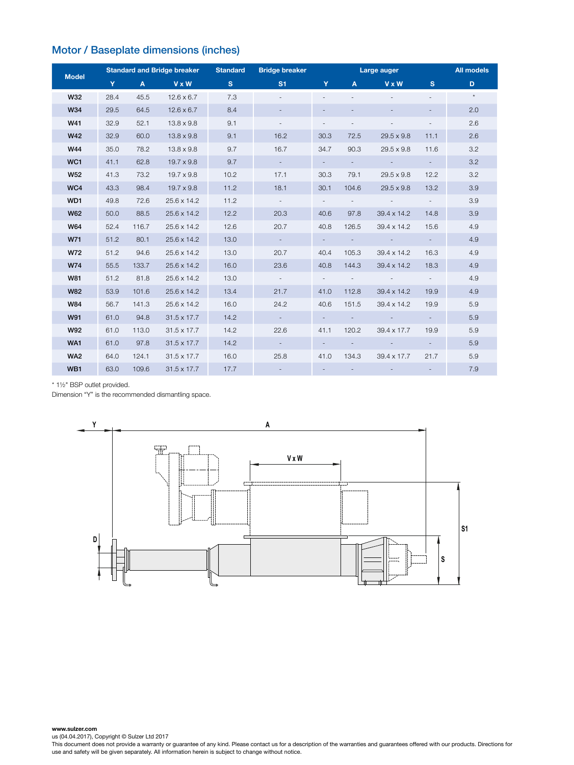## Motor / Baseplate dimensions (inches)

| Model | Standard and Bridge breaker | | | Standard | Bridge breaker | Large auger | | | | All models |
|---|---|---|---|---|---|---|---|---|---|---|
| | Y | A | V x W | S | S1 | Y | A | V x W | S | D |
| W32 | 28.4 | 45.5 | 12.6 x 6.7 | 7.3 | - | - | - | - | - | * |
| W34 | 29.5 | 64.5 | 12.6 x 6.7 | 8.4 | - | - | - | - | - | 2.0 |
| W41 | 32.9 | 52.1 | 13.8 x 9.8 | 9.1 | - | - | - | - | - | 2.6 |
| W42 | 32.9 | 60.0 | 13.8 x 9.8 | 9.1 | 16.2 | 30.3 | 72.5 | 29.5 x 9.8 | 11.1 | 2.6 |
| W44 | 35.0 | 78.2 | 13.8 x 9.8 | 9.7 | 16.7 | 34.7 | 90.3 | 29.5 x 9.8 | 11.6 | 3.2 |
| WC1 | 41.1 | 62.8 | 19.7 x 9.8 | 9.7 | - | - | - | - | - | 3.2 |
| W52 | 41.3 | 73.2 | 19.7 x 9.8 | 10.2 | 17.1 | 30.3 | 79.1 | 29.5 x 9.8 | 12.2 | 3.2 |
| WC4 | 43.3 | 98.4 | 19.7 x 9.8 | 11.2 | 18.1 | 30.1 | 104.6 | 29.5 x 9.8 | 13.2 | 3.9 |
| WD1 | 49.8 | 72.6 | 25.6 x 14.2 | 11.2 | - | - | - | - | - | 3.9 |
| W62 | 50.0 | 88.5 | 25.6 x 14.2 | 12.2 | 20.3 | 40.6 | 97.8 | 39.4 x 14.2 | 14.8 | 3.9 |
| W64 | 52.4 | 116.7 | 25.6 x 14.2 | 12.6 | 20.7 | 40.8 | 126.5 | 39.4 x 14.2 | 15.6 | 4.9 |
| W71 | 51.2 | 80.1 | 25.6 x 14.2 | 13.0 | - | - | - | - | - | 4.9 |
| W72 | 51.2 | 94.6 | 25.6 x 14.2 | 13.0 | 20.7 | 40.4 | 105.3 | 39.4 x 14.2 | 16.3 | 4.9 |
| W74 | 55.5 | 133.7 | 25.6 x 14.2 | 16.0 | 23.6 | 40.8 | 144.3 | 39.4 x 14.2 | 18.3 | 4.9 |
| W81 | 51.2 | 81.8 | 25.6 x 14.2 | 13.0 | - | - | - | - | - | 4.9 |
| W82 | 53.9 | 101.6 | 25.6 x 14.2 | 13.4 | 21.7 | 41.0 | 112.8 | 39.4 x 14.2 | 19.9 | 4.9 |
| W84 | 56.7 | 141.3 | 25.6 x 14.2 | 16.0 | 24.2 | 40.6 | 151.5 | 39.4 x 14.2 | 19.9 | 5.9 |
| W91 | 61.0 | 94.8 | 31.5 x 17.7 | 14.2 | - | - | - | - | - | 5.9 |
| W92 | 61.0 | 113.0 | 31.5 x 17.7 | 14.2 | 22.6 | 41.1 | 120.2 | 39.4 x 17.7 | 19.9 | 5.9 |
| WA1 | 61.0 | 97.8 | 31.5 x 17.7 | 14.2 | - | - | - | - | - | 5.9 |
| WA2 | 64.0 | 124.1 | 31.5 x 17.7 | 16.0 | 25.8 | 41.0 | 134.3 | 39.4 x 17.7 | 21.7 | 5.9 |
| WB1 | 63.0 | 109.6 | 31.5 x 17.7 | 17.7 | - | - | - | - | - | 7.9 |

* 1½" BSP outlet provided.
Dimension "Y" is the recommended dismantling space.

Y
A
V x W
D
S1
S

**www.sulzer.com**
us (04.04.2017), Copyright © Sulzer Ltd 2017
This document does not provide a warranty or guarantee of any kind. Please contact us for a description of the warranties and guarantees offered with our products. Directions for use and safety will be given separately. All information herein is subject to change without notice.